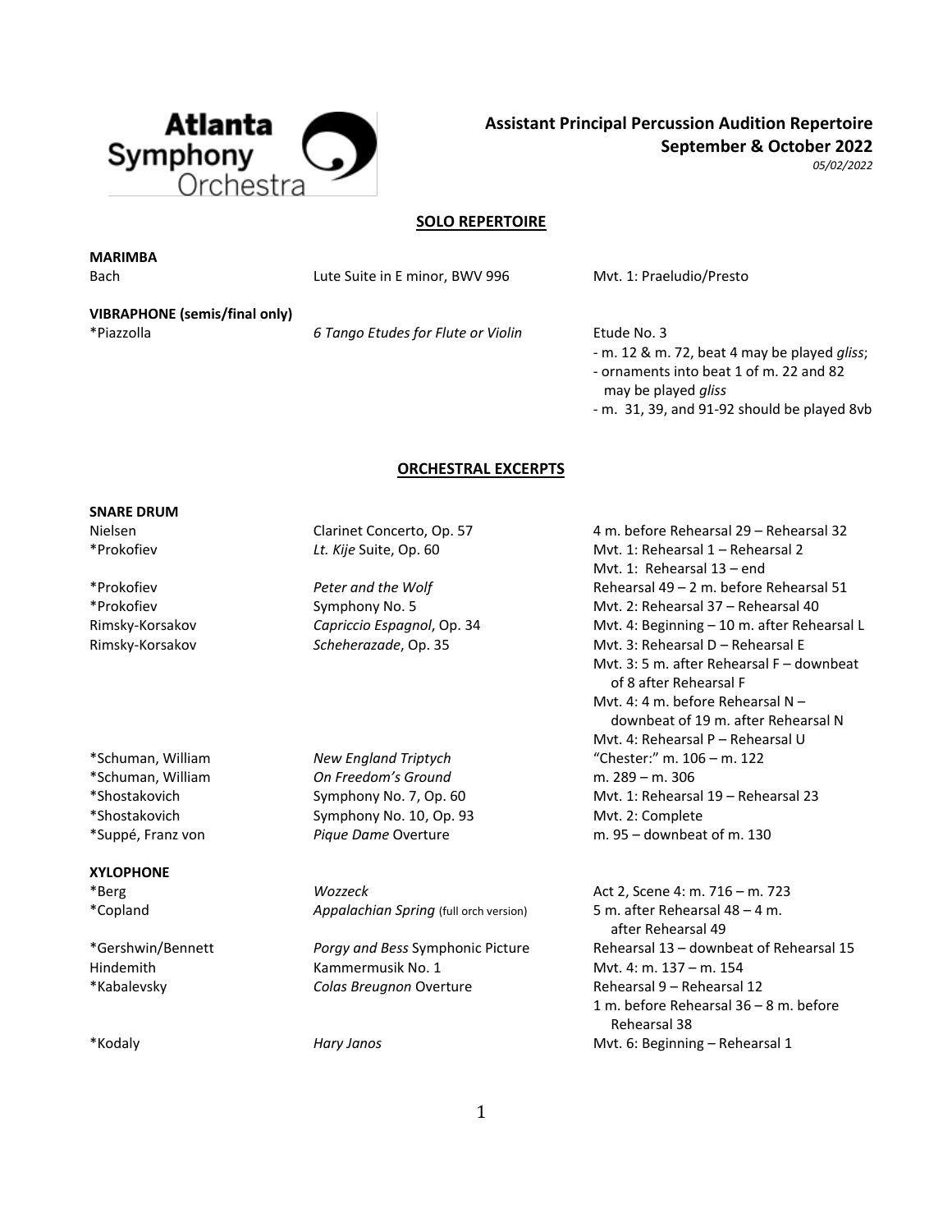Atlanta Symphony Orchestra

# Assistant Principal Percussion Audition Repertoire
## September & October 2022
*05/02/2022*

## SOLO REPERTOIRE

**MARIMBA**

| | | |
|---|---|---|
| Bach | Lute Suite in E minor, BWV 996 | Mvt. 1: Praeludio/Presto |

**VIBRAPHONE (semis/final only)**

| | | |
|---|---|---|
| *Piazzolla | *6 Tango Etudes for Flute or Violin* | Etude No. 3<br>- m. 12 & m. 72, beat 4 may be played *gliss*;<br>- ornaments into beat 1 of m. 22 and 82 may be played *gliss*<br>- m. 31, 39, and 91-92 should be played 8vb |

## ORCHESTRAL EXCERPTS

**SNARE DRUM**

| | | |
|---|---|---|
| Nielsen | Clarinet Concerto, Op. 57 | 4 m. before Rehearsal 29 – Rehearsal 32 |
| *Prokofiev | *Lt. Kije* Suite, Op. 60 | Mvt. 1: Rehearsal 1 – Rehearsal 2<br>Mvt. 1: Rehearsal 13 – end |
| *Prokofiev | *Peter and the Wolf* | Rehearsal 49 – 2 m. before Rehearsal 51 |
| *Prokofiev | Symphony No. 5 | Mvt. 2: Rehearsal 37 – Rehearsal 40 |
| Rimsky-Korsakov | *Capriccio Espagnol*, Op. 34 | Mvt. 4: Beginning – 10 m. after Rehearsal L |
| Rimsky-Korsakov | *Scheherazade*, Op. 35 | Mvt. 3: Rehearsal D – Rehearsal E<br>Mvt. 3: 5 m. after Rehearsal F – downbeat of 8 after Rehearsal F<br>Mvt. 4: 4 m. before Rehearsal N – downbeat of 19 m. after Rehearsal N<br>Mvt. 4: Rehearsal P – Rehearsal U |
| *Schuman, William | *New England Triptych* | "Chester:" m. 106 – m. 122 |
| *Schuman, William | *On Freedom's Ground* | m. 289 – m. 306 |
| *Shostakovich | Symphony No. 7, Op. 60 | Mvt. 1: Rehearsal 19 – Rehearsal 23 |
| *Shostakovich | Symphony No. 10, Op. 93 | Mvt. 2: Complete |
| *Suppé, Franz von | *Pique Dame* Overture | m. 95 – downbeat of m. 130 |

**XYLOPHONE**

| | | |
|---|---|---|
| *Berg | *Wozzeck* | Act 2, Scene 4: m. 716 – m. 723 |
| *Copland | *Appalachian Spring* (full orch version) | 5 m. after Rehearsal 48 – 4 m. after Rehearsal 49 |
| *Gershwin/Bennett | *Porgy and Bess* Symphonic Picture | Rehearsal 13 – downbeat of Rehearsal 15 |
| Hindemith | Kammermusik No. 1 | Mvt. 4: m. 137 – m. 154 |
| *Kabalevsky | *Colas Breugnon* Overture | Rehearsal 9 – Rehearsal 12<br>1 m. before Rehearsal 36 – 8 m. before Rehearsal 38 |
| *Kodaly | *Hary Janos* | Mvt. 6: Beginning – Rehearsal 1 |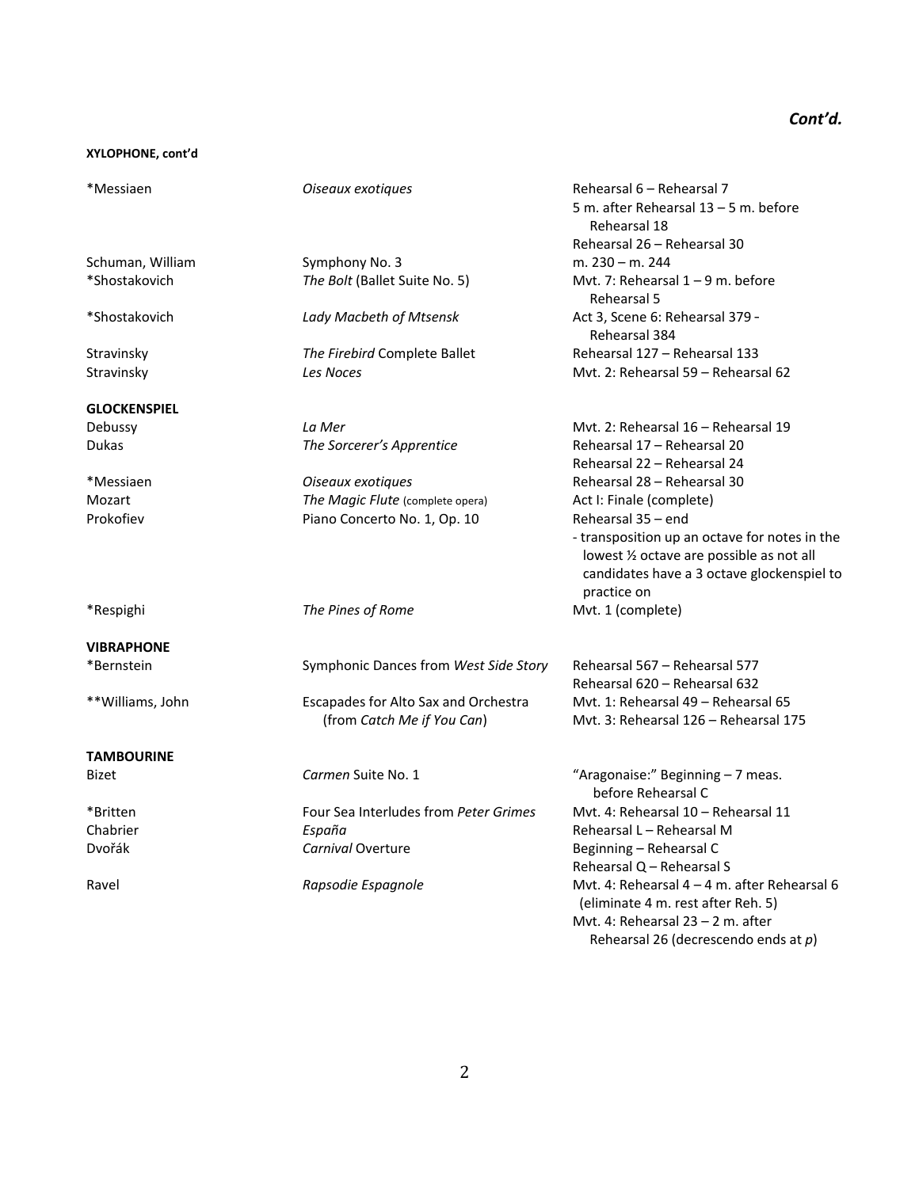*Cont'd.*

**XYLOPHONE, cont'd**

| | | |
|---|---|---|
| *Messiaen | *Oiseaux exotiques* | Rehearsal 6 – Rehearsal 7<br>5 m. after Rehearsal 13 – 5 m. before Rehearsal 18<br>Rehearsal 26 – Rehearsal 30 |
| Schuman, William | Symphony No. 3 | m. 230 – m. 244 |
| *Shostakovich | *The Bolt* (Ballet Suite No. 5) | Mvt. 7: Rehearsal 1 – 9 m. before Rehearsal 5 |
| *Shostakovich | *Lady Macbeth of Mtsensk* | Act 3, Scene 6: Rehearsal 379 - Rehearsal 384 |
| Stravinsky | *The Firebird* Complete Ballet | Rehearsal 127 – Rehearsal 133 |
| Stravinsky | *Les Noces* | Mvt. 2: Rehearsal 59 – Rehearsal 62 |

**GLOCKENSPIEL**

| | | |
|---|---|---|
| Debussy | *La Mer* | Mvt. 2: Rehearsal 16 – Rehearsal 19 |
| Dukas | *The Sorcerer's Apprentice* | Rehearsal 17 – Rehearsal 20<br>Rehearsal 22 – Rehearsal 24 |
| *Messiaen | *Oiseaux exotiques* | Rehearsal 28 – Rehearsal 30 |
| Mozart | *The Magic Flute* (complete opera) | Act I: Finale (complete) |
| Prokofiev | Piano Concerto No. 1, Op. 10 | Rehearsal 35 – end<br>- transposition up an octave for notes in the lowest ½ octave are possible as not all candidates have a 3 octave glockenspiel to practice on |
| *Respighi | *The Pines of Rome* | Mvt. 1 (complete) |

**VIBRAPHONE**

| | | |
|---|---|---|
| *Bernstein | Symphonic Dances from *West Side Story* | Rehearsal 567 – Rehearsal 577<br>Rehearsal 620 – Rehearsal 632 |
| **Williams, John | Escapades for Alto Sax and Orchestra (from *Catch Me if You Can*) | Mvt. 1: Rehearsal 49 – Rehearsal 65<br>Mvt. 3: Rehearsal 126 – Rehearsal 175 |

**TAMBOURINE**

| | | |
|---|---|---|
| Bizet | *Carmen* Suite No. 1 | "Aragonaise:" Beginning – 7 meas. before Rehearsal C |
| *Britten | Four Sea Interludes from *Peter Grimes* | Mvt. 4: Rehearsal 10 – Rehearsal 11 |
| Chabrier | *España* | Rehearsal L – Rehearsal M |
| Dvořák | *Carnival* Overture | Beginning – Rehearsal C<br>Rehearsal Q – Rehearsal S |
| Ravel | *Rapsodie Espagnole* | Mvt. 4: Rehearsal 4 – 4 m. after Rehearsal 6 (eliminate 4 m. rest after Reh. 5)<br>Mvt. 4: Rehearsal 23 – 2 m. after Rehearsal 26 (decrescendo ends at *p*) |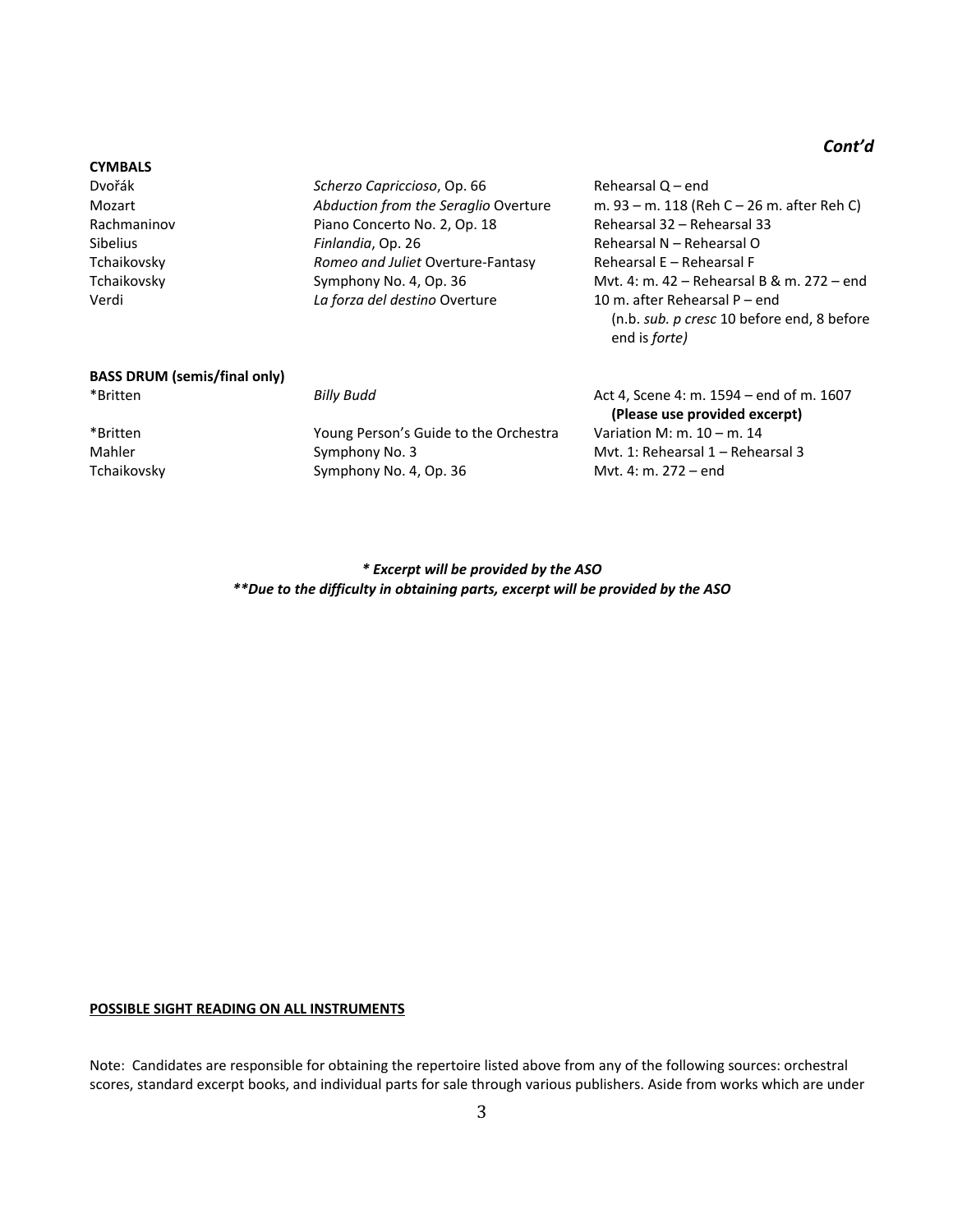*Cont'd*

**CYMBALS**

| | | |
|---|---|---|
| Dvořák | *Scherzo Capriccioso*, Op. 66 | Rehearsal Q – end |
| Mozart | *Abduction from the Seraglio* Overture | m. 93 – m. 118 (Reh C – 26 m. after Reh C) |
| Rachmaninov | Piano Concerto No. 2, Op. 18 | Rehearsal 32 – Rehearsal 33 |
| Sibelius | *Finlandia*, Op. 26 | Rehearsal N – Rehearsal O |
| Tchaikovsky | *Romeo and Juliet* Overture-Fantasy | Rehearsal E – Rehearsal F |
| Tchaikovsky | Symphony No. 4, Op. 36 | Mvt. 4: m. 42 – Rehearsal B & m. 272 – end |
| Verdi | *La forza del destino* Overture | 10 m. after Rehearsal P – end (n.b. *sub. p cresc* 10 before end, 8 before end is *forte)* |

**BASS DRUM (semis/final only)**

| | | |
|---|---|---|
| *Britten | *Billy Budd* | Act 4, Scene 4: m. 1594 – end of m. 1607 **(Please use provided excerpt)** |
| *Britten | Young Person's Guide to the Orchestra | Variation M: m. 10 – m. 14 |
| Mahler | Symphony No. 3 | Mvt. 1: Rehearsal 1 – Rehearsal 3 |
| Tchaikovsky | Symphony No. 4, Op. 36 | Mvt. 4: m. 272 – end |

***\* Excerpt will be provided by the ASO***
***\*\*Due to the difficulty in obtaining parts, excerpt will be provided by the ASO***

**POSSIBLE SIGHT READING ON ALL INSTRUMENTS**

Note: Candidates are responsible for obtaining the repertoire listed above from any of the following sources: orchestral scores, standard excerpt books, and individual parts for sale through various publishers. Aside from works which are under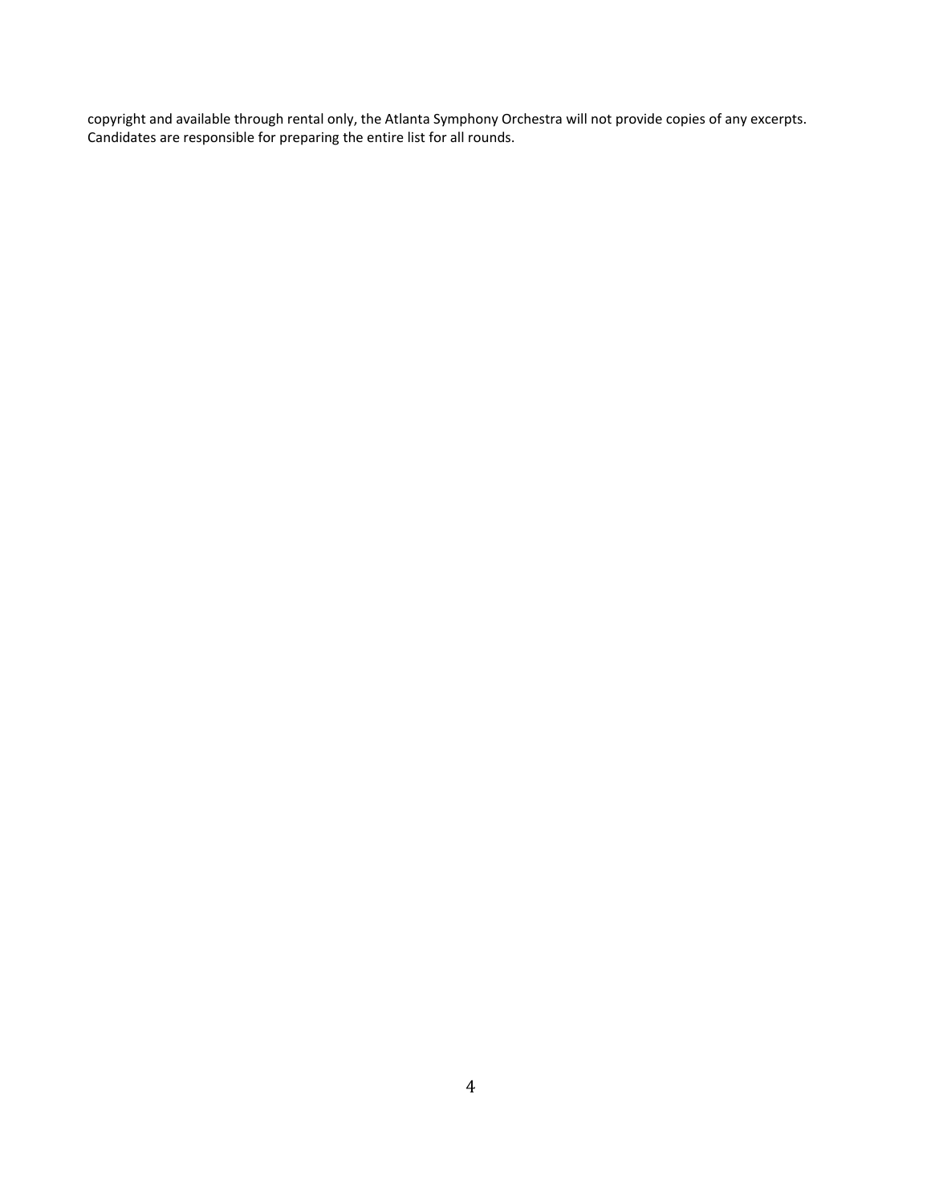copyright and available through rental only, the Atlanta Symphony Orchestra will not provide copies of any excerpts. Candidates are responsible for preparing the entire list for all rounds.